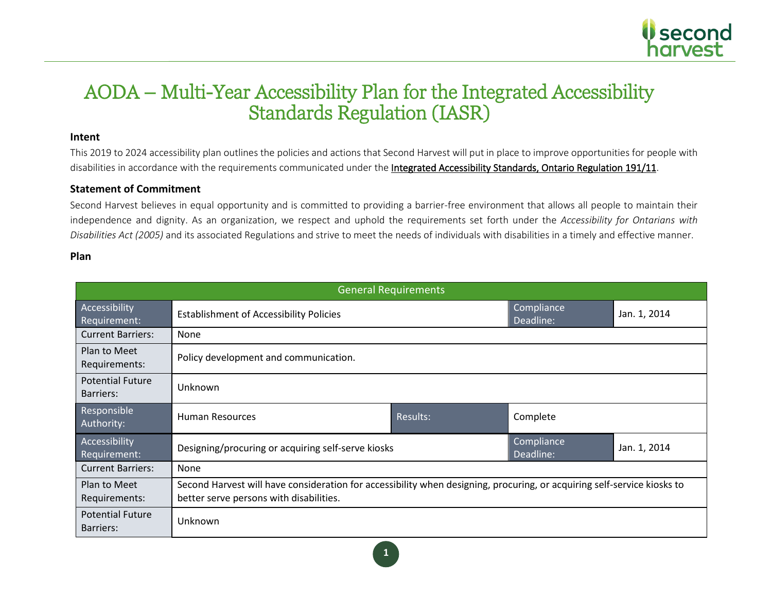# AODA – Multi-Year Accessibility Plan for the Integrated Accessibility Standards Regulation (IASR)

### Intent

This 2019 to 2024 accessibility plan outlines the policies and actions that Second Harvest will put in place to improve opportunities for people with disabilities in accordance with the requirements communicated under the Integrated Accessibility Standards, Ontario Regulation 191/11.

### Statement of Commitment

Second Harvest believes in equal opportunity and is committed to providing a barrier-free environment that allows all people to maintain their independence and dignity. As an organization, we respect and uphold the requirements set forth under the *Accessibility for Ontarians with Disabilities Act (2005)* and its associated Regulations and strive to meet the needs of individuals with disabilities in a timely and effective manner.

### Plan

| General Requirements | | | |
|---|---|---|---|
| Accessibility Requirement: | Establishment of Accessibility Policies | Compliance Deadline: | Jan. 1, 2014 |
| Current Barriers: | None | | |
| Plan to Meet Requirements: | Policy development and communication. | | |
| Potential Future Barriers: | Unknown | | |
| Responsible Authority: | Human Resources | Results: | Complete |
| Accessibility Requirement: | Designing/procuring or acquiring self-serve kiosks | Compliance Deadline: | Jan. 1, 2014 |
| Current Barriers: | None | | |
| Plan to Meet Requirements: | Second Harvest will have consideration for accessibility when designing, procuring, or acquiring self-service kiosks to better serve persons with disabilities. | | |
| Potential Future Barriers: | Unknown | | |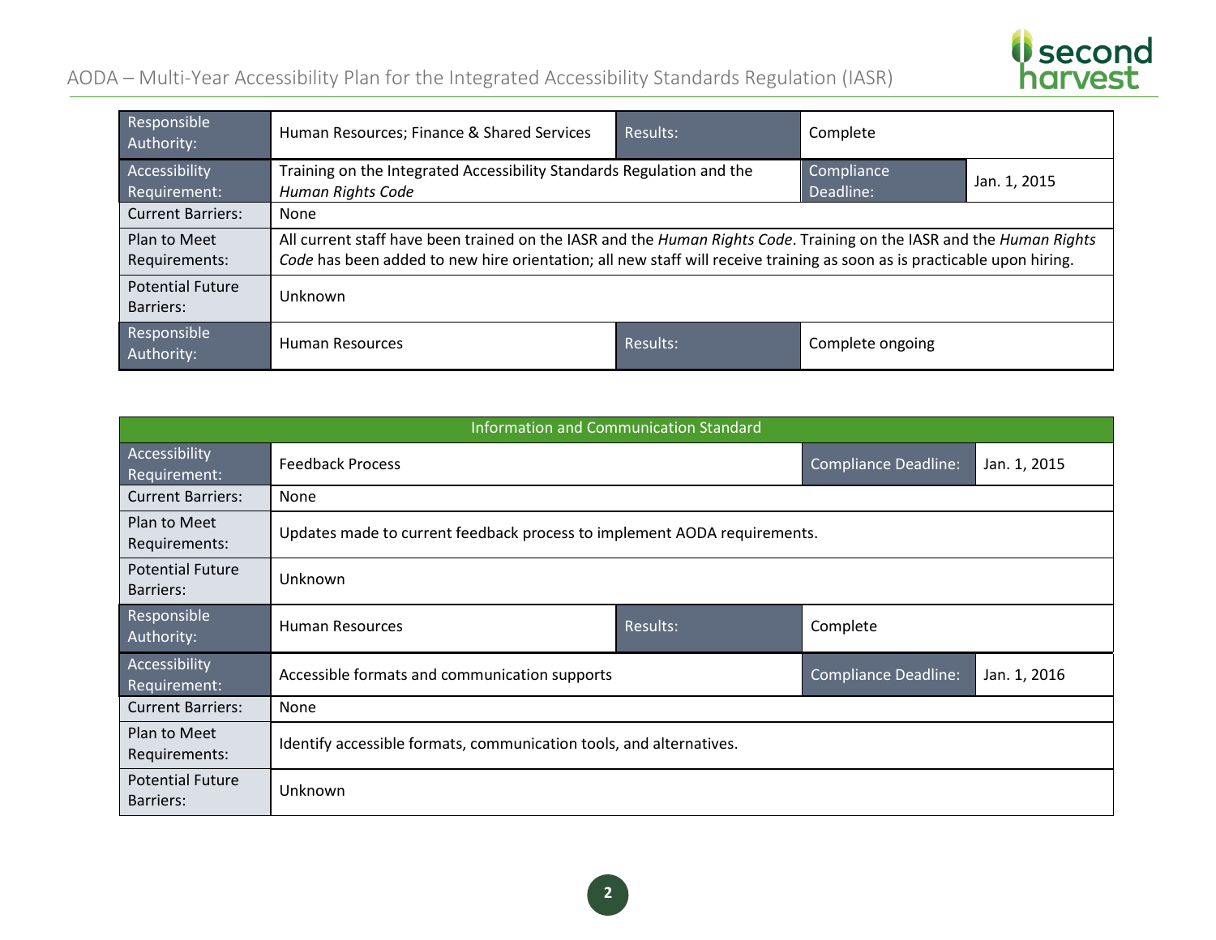| Responsible Authority: | Human Resources; Finance & Shared Services | Results: | Complete | |
|---|---|---|---|---|
| Accessibility Requirement: | Training on the Integrated Accessibility Standards Regulation and the *Human Rights Code* | | Compliance Deadline: | Jan. 1, 2015 |
| Current Barriers: | None | | | |
| Plan to Meet Requirements: | All current staff have been trained on the IASR and the *Human Rights Code*. Training on the IASR and the *Human Rights Code* has been added to new hire orientation; all new staff will receive training as soon as is practicable upon hiring. | | | |
| Potential Future Barriers: | Unknown | | | |
| Responsible Authority: | Human Resources | Results: | Complete ongoing | |

| Information and Communication Standard | | | | |
|---|---|---|---|---|
| Accessibility Requirement: | Feedback Process | | Compliance Deadline: | Jan. 1, 2015 |
| Current Barriers: | None | | | |
| Plan to Meet Requirements: | Updates made to current feedback process to implement AODA requirements. | | | |
| Potential Future Barriers: | Unknown | | | |
| Responsible Authority: | Human Resources | Results: | Complete | |
| Accessibility Requirement: | Accessible formats and communication supports | | Compliance Deadline: | Jan. 1, 2016 |
| Current Barriers: | None | | | |
| Plan to Meet Requirements: | Identify accessible formats, communication tools, and alternatives. | | | |
| Potential Future Barriers: | Unknown | | | |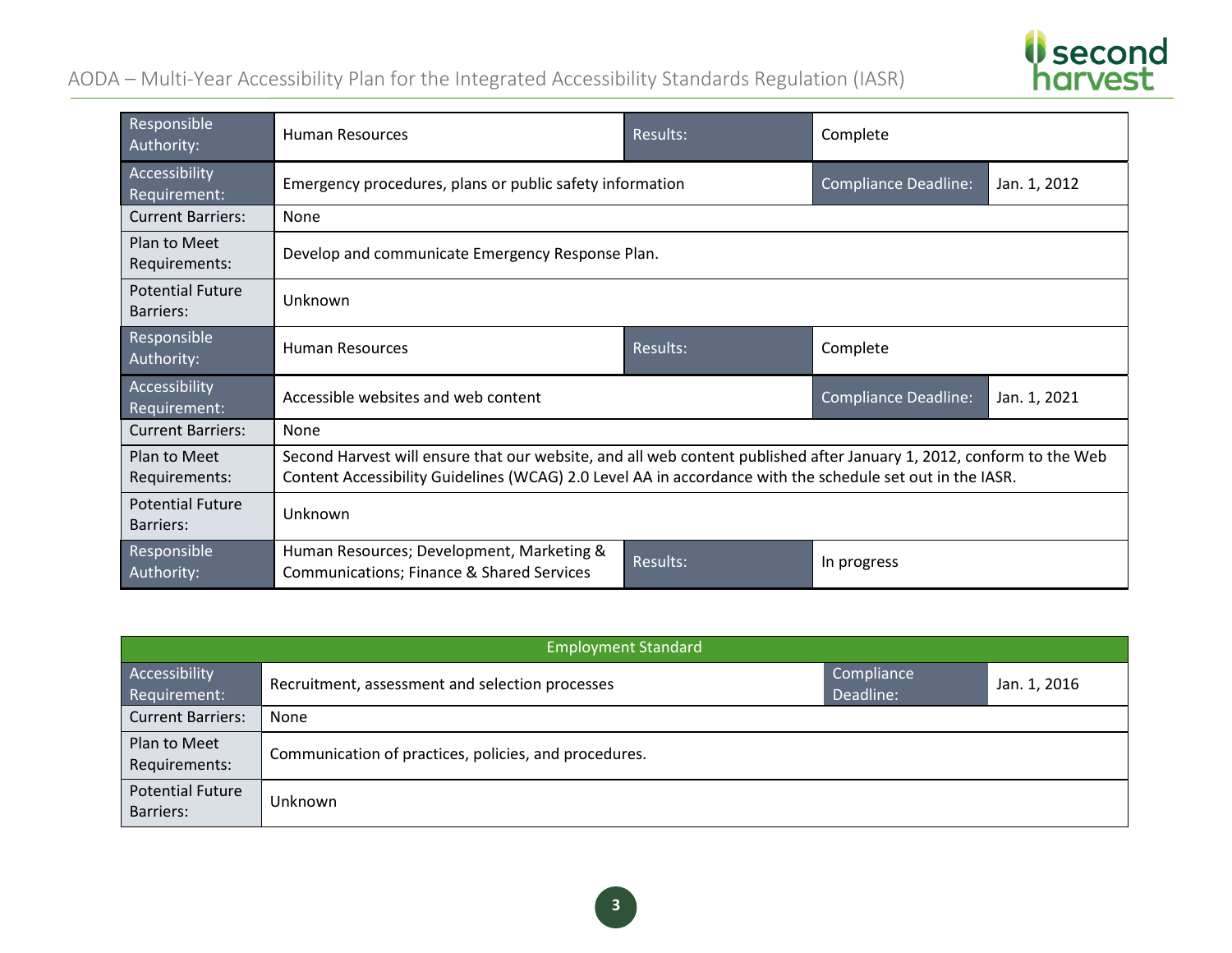| | | | | |
|---|---|---|---|---|
| Responsible Authority: | Human Resources | Results: | Complete | |
| Accessibility Requirement: | Emergency procedures, plans or public safety information | | Compliance Deadline: | Jan. 1, 2012 |
| Current Barriers: | None | | | |
| Plan to Meet Requirements: | Develop and communicate Emergency Response Plan. | | | |
| Potential Future Barriers: | Unknown | | | |
| Responsible Authority: | Human Resources | Results: | Complete | |
| Accessibility Requirement: | Accessible websites and web content | | Compliance Deadline: | Jan. 1, 2021 |
| Current Barriers: | None | | | |
| Plan to Meet Requirements: | Second Harvest will ensure that our website, and all web content published after January 1, 2012, conform to the Web Content Accessibility Guidelines (WCAG) 2.0 Level AA in accordance with the schedule set out in the IASR. | | | |
| Potential Future Barriers: | Unknown | | | |
| Responsible Authority: | Human Resources; Development, Marketing & Communications; Finance & Shared Services | Results: | In progress | |

| Employment Standard | | | |
|---|---|---|---|
| Accessibility Requirement: | Recruitment, assessment and selection processes | Compliance Deadline: | Jan. 1, 2016 |
| Current Barriers: | None | | |
| Plan to Meet Requirements: | Communication of practices, policies, and procedures. | | |
| Potential Future Barriers: | Unknown | | |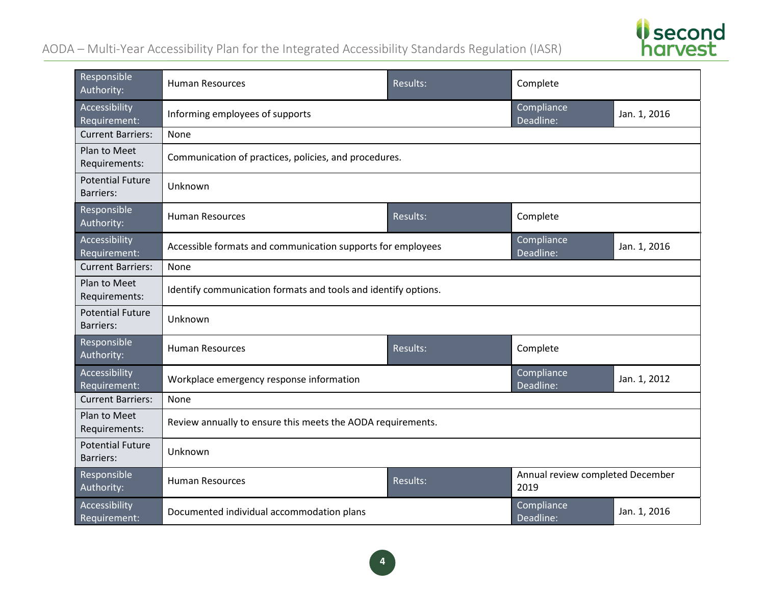| Responsible Authority: | Human Resources | Results: | Complete | |
|---|---|---|---|---|
| Accessibility Requirement: | Informing employees of supports | | Compliance Deadline: | Jan. 1, 2016 |
| Current Barriers: | None | | | |
| Plan to Meet Requirements: | Communication of practices, policies, and procedures. | | | |
| Potential Future Barriers: | Unknown | | | |
| Responsible Authority: | Human Resources | Results: | Complete | |
| Accessibility Requirement: | Accessible formats and communication supports for employees | | Compliance Deadline: | Jan. 1, 2016 |
| Current Barriers: | None | | | |
| Plan to Meet Requirements: | Identify communication formats and tools and identify options. | | | |
| Potential Future Barriers: | Unknown | | | |
| Responsible Authority: | Human Resources | Results: | Complete | |
| Accessibility Requirement: | Workplace emergency response information | | Compliance Deadline: | Jan. 1, 2012 |
| Current Barriers: | None | | | |
| Plan to Meet Requirements: | Review annually to ensure this meets the AODA requirements. | | | |
| Potential Future Barriers: | Unknown | | | |
| Responsible Authority: | Human Resources | Results: | Annual review completed December 2019 | |
| Accessibility Requirement: | Documented individual accommodation plans | | Compliance Deadline: | Jan. 1, 2016 |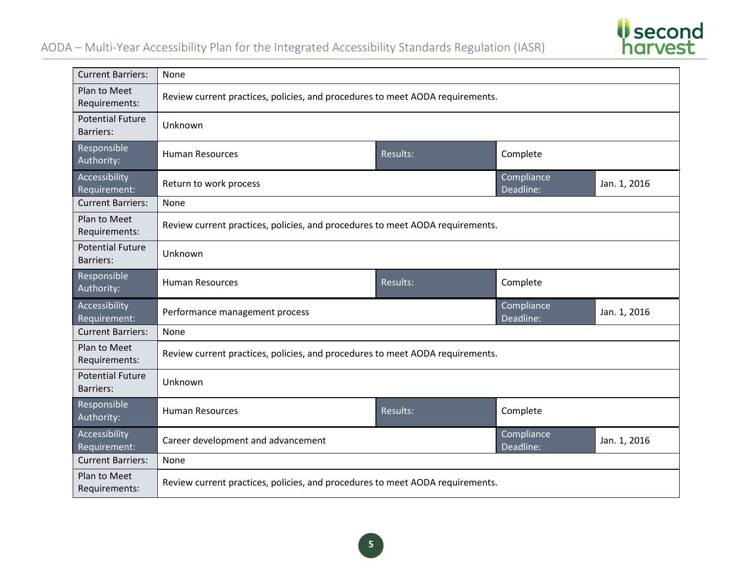| | | | | |
|---|---|---|---|---|
| Current Barriers: | None | | | |
| Plan to Meet Requirements: | Review current practices, policies, and procedures to meet AODA requirements. | | | |
| Potential Future Barriers: | Unknown | | | |
| Responsible Authority: | Human Resources | Results: | Complete | |
| Accessibility Requirement: | Return to work process | | Compliance Deadline: | Jan. 1, 2016 |
| Current Barriers: | None | | | |
| Plan to Meet Requirements: | Review current practices, policies, and procedures to meet AODA requirements. | | | |
| Potential Future Barriers: | Unknown | | | |
| Responsible Authority: | Human Resources | Results: | Complete | |
| Accessibility Requirement: | Performance management process | | Compliance Deadline: | Jan. 1, 2016 |
| Current Barriers: | None | | | |
| Plan to Meet Requirements: | Review current practices, policies, and procedures to meet AODA requirements. | | | |
| Potential Future Barriers: | Unknown | | | |
| Responsible Authority: | Human Resources | Results: | Complete | |
| Accessibility Requirement: | Career development and advancement | | Compliance Deadline: | Jan. 1, 2016 |
| Current Barriers: | None | | | |
| Plan to Meet Requirements: | Review current practices, policies, and procedures to meet AODA requirements. | | | |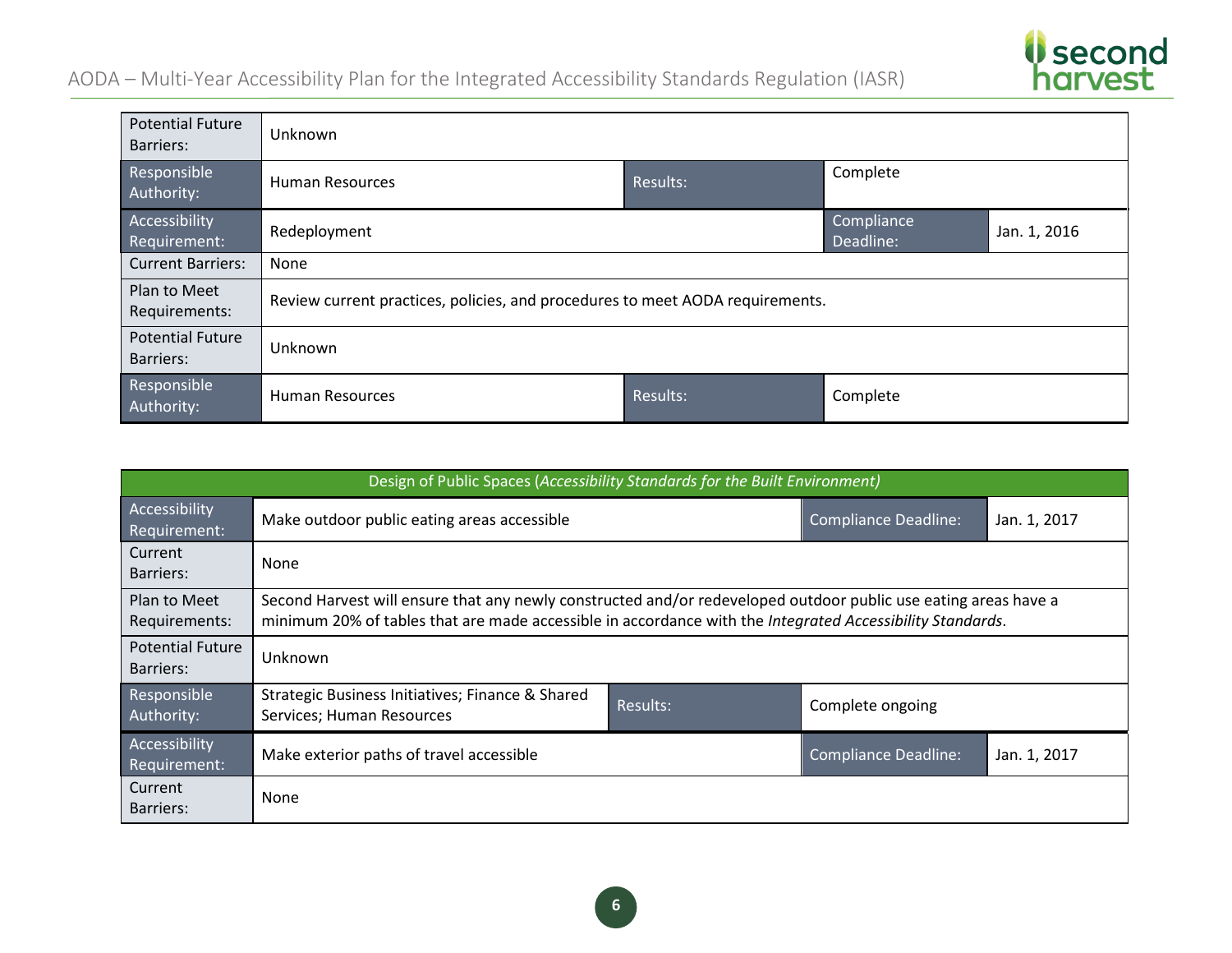| | | | | |
|---|---|---|---|---|
| Potential Future Barriers: | Unknown | | | |
| Responsible Authority: | Human Resources | Results: | Complete | |
| Accessibility Requirement: | Redeployment | | Compliance Deadline: | Jan. 1, 2016 |
| Current Barriers: | None | | | |
| Plan to Meet Requirements: | Review current practices, policies, and procedures to meet AODA requirements. | | | |
| Potential Future Barriers: | Unknown | | | |
| Responsible Authority: | Human Resources | Results: | Complete | |

| Design of Public Spaces (*Accessibility Standards for the Built Environment)* | | | | |
|---|---|---|---|---|
| Accessibility Requirement: | Make outdoor public eating areas accessible | | Compliance Deadline: | Jan. 1, 2017 |
| Current Barriers: | None | | | |
| Plan to Meet Requirements: | Second Harvest will ensure that any newly constructed and/or redeveloped outdoor public use eating areas have a minimum 20% of tables that are made accessible in accordance with the *Integrated Accessibility Standards*. | | | |
| Potential Future Barriers: | Unknown | | | |
| Responsible Authority: | Strategic Business Initiatives; Finance & Shared Services; Human Resources | Results: | Complete ongoing | |
| Accessibility Requirement: | Make exterior paths of travel accessible | | Compliance Deadline: | Jan. 1, 2017 |
| Current Barriers: | None | | | |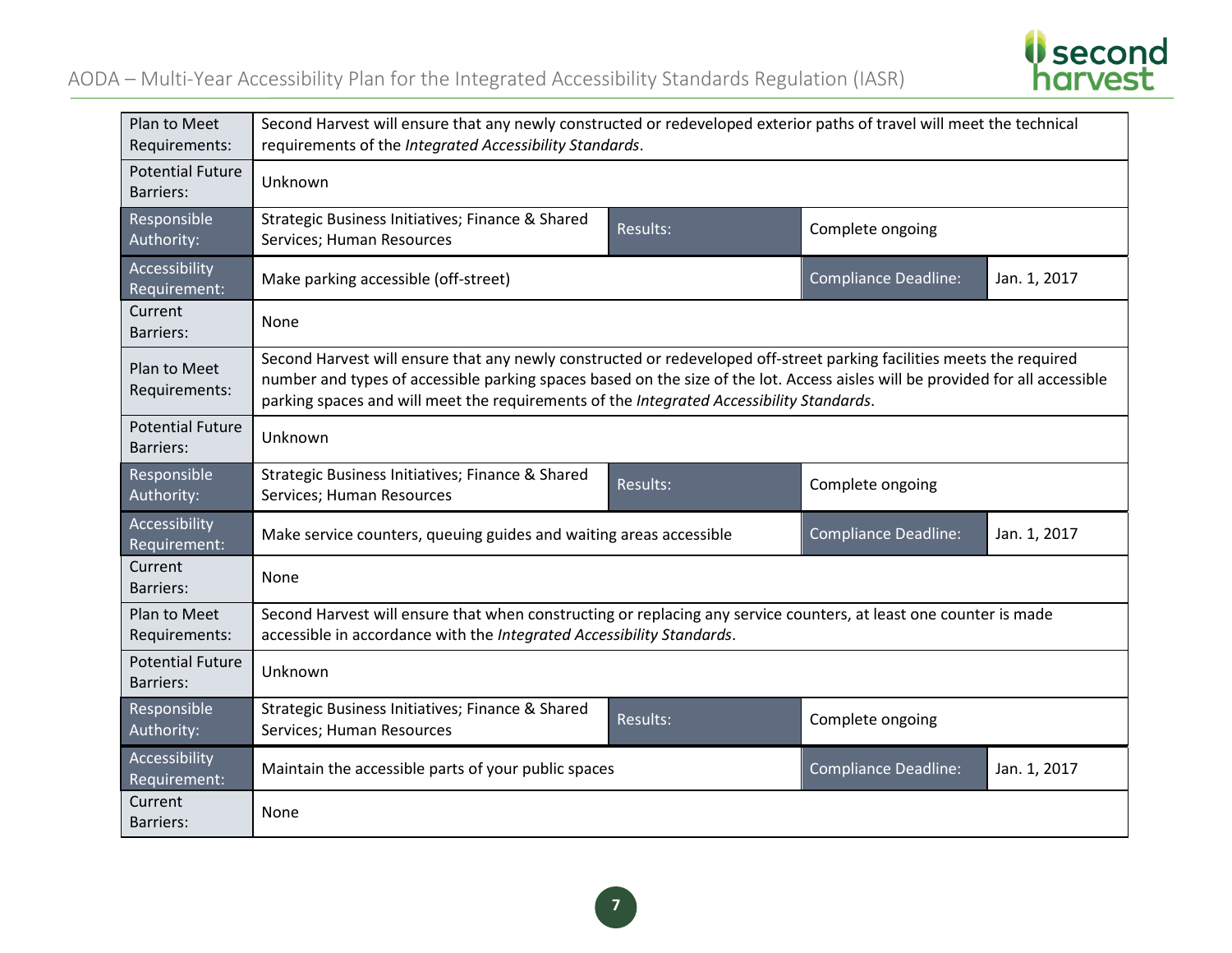| | | | | |
|---|---|---|---|---|
| Plan to Meet Requirements: | Second Harvest will ensure that any newly constructed or redeveloped exterior paths of travel will meet the technical requirements of the *Integrated Accessibility Standards*. | | | |
| Potential Future Barriers: | Unknown | | | |
| Responsible Authority: | Strategic Business Initiatives; Finance & Shared Services; Human Resources | Results: | Complete ongoing | |
| Accessibility Requirement: | Make parking accessible (off-street) | | Compliance Deadline: | Jan. 1, 2017 |
| Current Barriers: | None | | | |
| Plan to Meet Requirements: | Second Harvest will ensure that any newly constructed or redeveloped off-street parking facilities meets the required number and types of accessible parking spaces based on the size of the lot. Access aisles will be provided for all accessible parking spaces and will meet the requirements of the *Integrated Accessibility Standards*. | | | |
| Potential Future Barriers: | Unknown | | | |
| Responsible Authority: | Strategic Business Initiatives; Finance & Shared Services; Human Resources | Results: | Complete ongoing | |
| Accessibility Requirement: | Make service counters, queuing guides and waiting areas accessible | | Compliance Deadline: | Jan. 1, 2017 |
| Current Barriers: | None | | | |
| Plan to Meet Requirements: | Second Harvest will ensure that when constructing or replacing any service counters, at least one counter is made accessible in accordance with the *Integrated Accessibility Standards*. | | | |
| Potential Future Barriers: | Unknown | | | |
| Responsible Authority: | Strategic Business Initiatives; Finance & Shared Services; Human Resources | Results: | Complete ongoing | |
| Accessibility Requirement: | Maintain the accessible parts of your public spaces | | Compliance Deadline: | Jan. 1, 2017 |
| Current Barriers: | None | | | |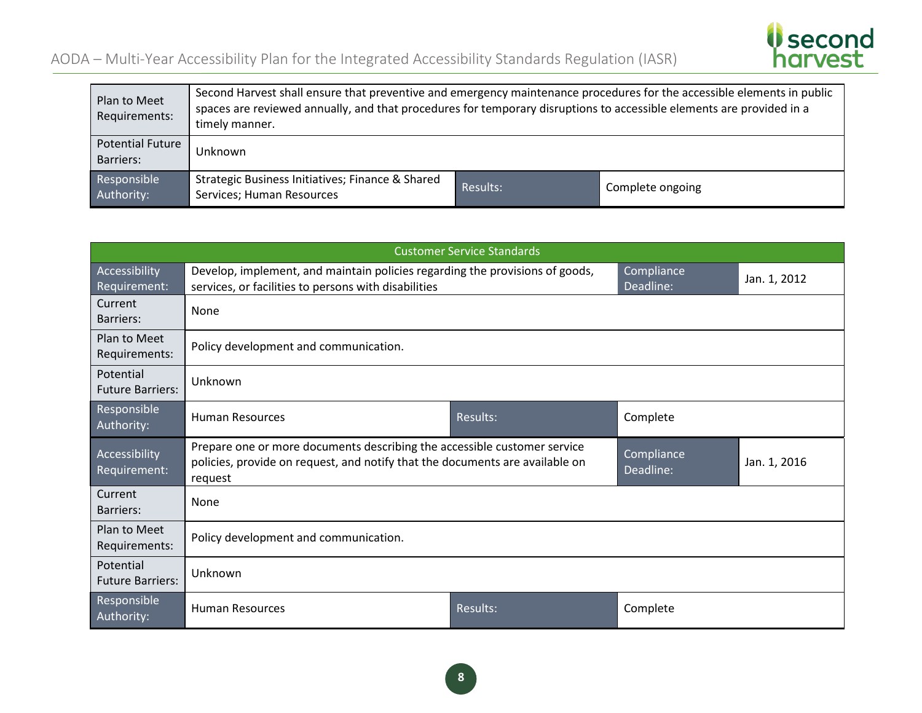| | | | |
|---|---|---|---|
| Plan to Meet Requirements: | Second Harvest shall ensure that preventive and emergency maintenance procedures for the accessible elements in public spaces are reviewed annually, and that procedures for temporary disruptions to accessible elements are provided in a timely manner. | | |
| Potential Future Barriers: | Unknown | | |
| Responsible Authority: | Strategic Business Initiatives; Finance & Shared Services; Human Resources | Results: | Complete ongoing |

| Customer Service Standards | | | |
|---|---|---|---|
| Accessibility Requirement: | Develop, implement, and maintain policies regarding the provisions of goods, services, or facilities to persons with disabilities | Compliance Deadline: | Jan. 1, 2012 |
| Current Barriers: | None | | |
| Plan to Meet Requirements: | Policy development and communication. | | |
| Potential Future Barriers: | Unknown | | |
| Responsible Authority: | Human Resources | Results: | Complete |
| Accessibility Requirement: | Prepare one or more documents describing the accessible customer service policies, provide on request, and notify that the documents are available on request | Compliance Deadline: | Jan. 1, 2016 |
| Current Barriers: | None | | |
| Plan to Meet Requirements: | Policy development and communication. | | |
| Potential Future Barriers: | Unknown | | |
| Responsible Authority: | Human Resources | Results: | Complete |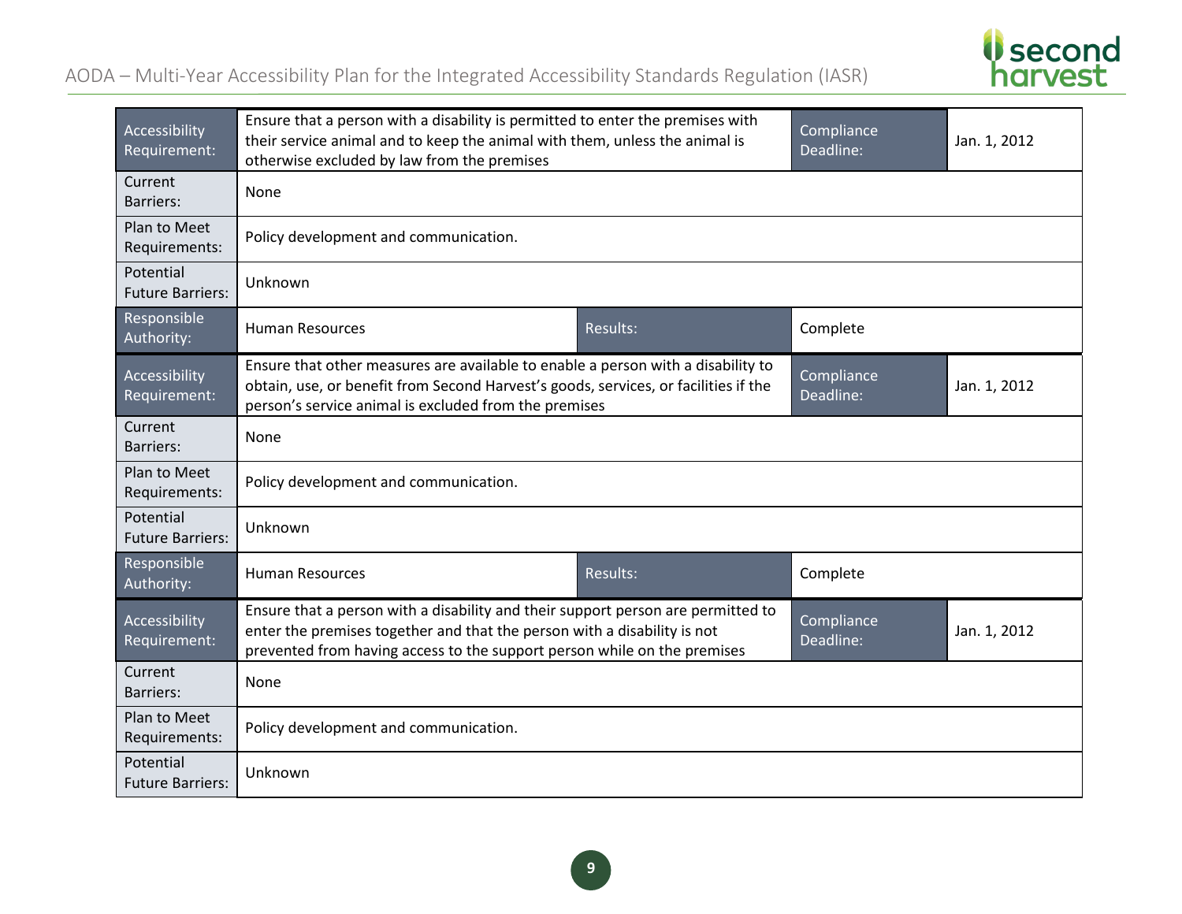| Accessibility Requirement: | Ensure that a person with a disability is permitted to enter the premises with their service animal and to keep the animal with them, unless the animal is otherwise excluded by law from the premises | Compliance Deadline: | Jan. 1, 2012 |
|---|---|---|---|
| Current Barriers: | None | | |
| Plan to Meet Requirements: | Policy development and communication. | | |
| Potential Future Barriers: | Unknown | | |
| Responsible Authority: | Human Resources | Results: | Complete |

| Accessibility Requirement: | Ensure that other measures are available to enable a person with a disability to obtain, use, or benefit from Second Harvest's goods, services, or facilities if the person's service animal is excluded from the premises | Compliance Deadline: | Jan. 1, 2012 |
|---|---|---|---|
| Current Barriers: | None | | |
| Plan to Meet Requirements: | Policy development and communication. | | |
| Potential Future Barriers: | Unknown | | |
| Responsible Authority: | Human Resources | Results: | Complete |

| Accessibility Requirement: | Ensure that a person with a disability and their support person are permitted to enter the premises together and that the person with a disability is not prevented from having access to the support person while on the premises | Compliance Deadline: | Jan. 1, 2012 |
|---|---|---|---|
| Current Barriers: | None | | |
| Plan to Meet Requirements: | Policy development and communication. | | |
| Potential Future Barriers: | Unknown | | |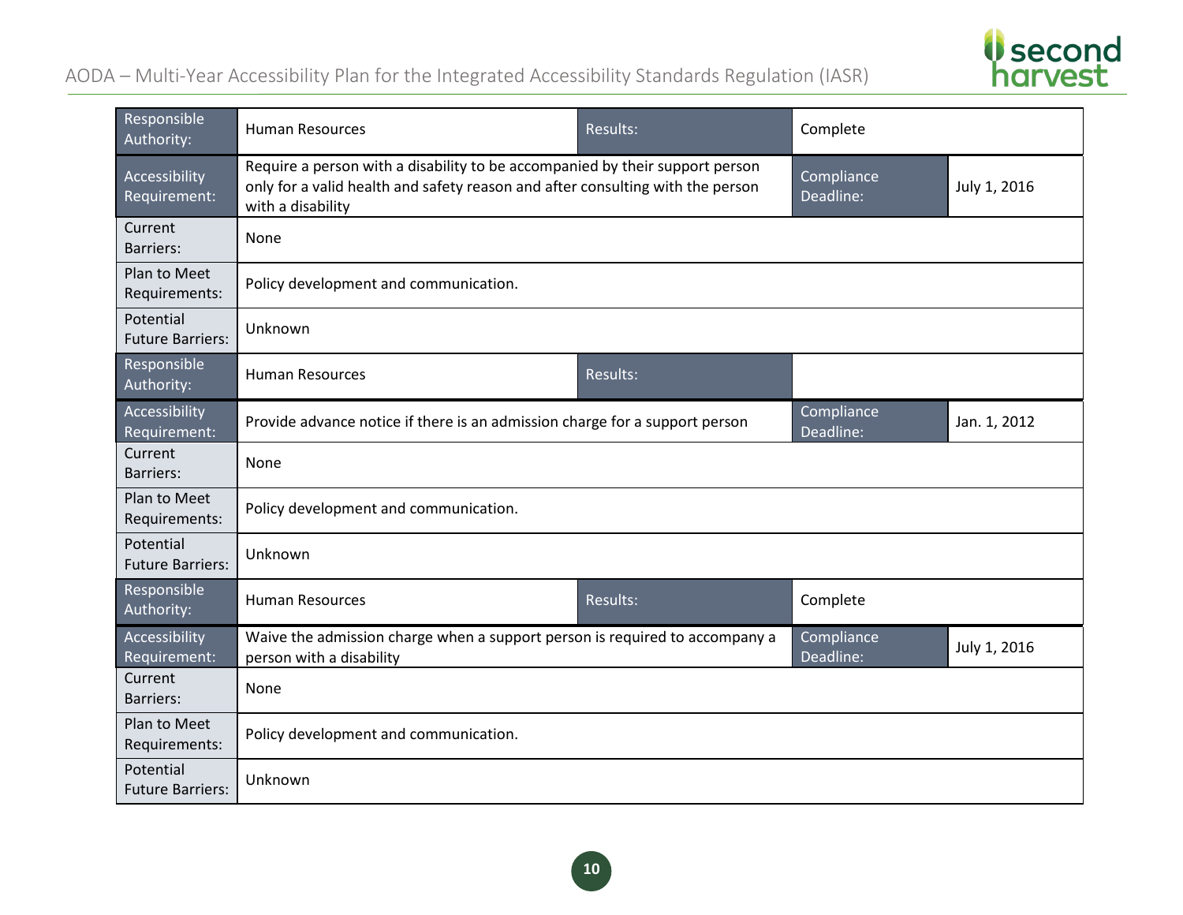| Responsible Authority: | Human Resources | Results: | Complete | |
|---|---|---|---|---|
| Accessibility Requirement: | Require a person with a disability to be accompanied by their support person only for a valid health and safety reason and after consulting with the person with a disability | | Compliance Deadline: | July 1, 2016 |
| Current Barriers: | None | | | |
| Plan to Meet Requirements: | Policy development and communication. | | | |
| Potential Future Barriers: | Unknown | | | |
| Responsible Authority: | Human Resources | Results: | | |
| Accessibility Requirement: | Provide advance notice if there is an admission charge for a support person | | Compliance Deadline: | Jan. 1, 2012 |
| Current Barriers: | None | | | |
| Plan to Meet Requirements: | Policy development and communication. | | | |
| Potential Future Barriers: | Unknown | | | |
| Responsible Authority: | Human Resources | Results: | Complete | |
| Accessibility Requirement: | Waive the admission charge when a support person is required to accompany a person with a disability | | Compliance Deadline: | July 1, 2016 |
| Current Barriers: | None | | | |
| Plan to Meet Requirements: | Policy development and communication. | | | |
| Potential Future Barriers: | Unknown | | | |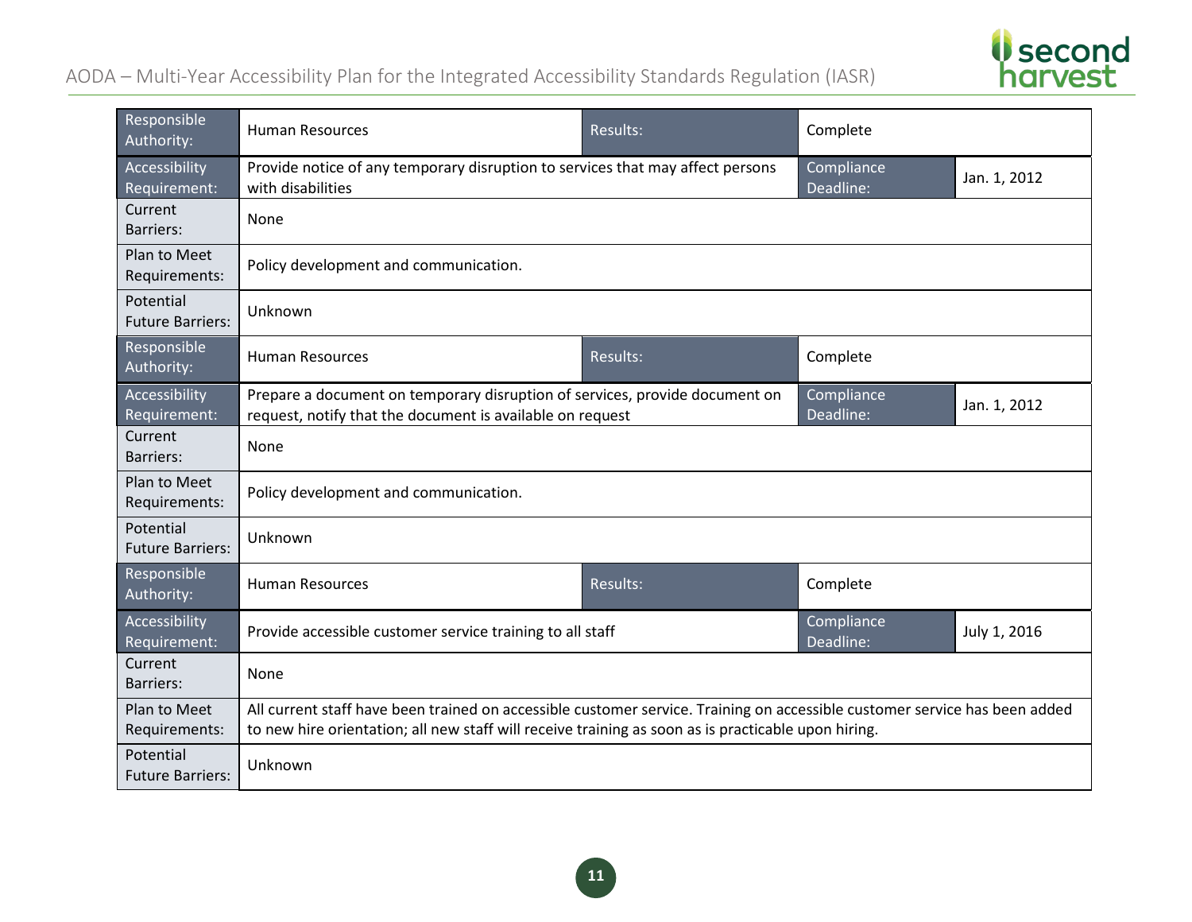| Responsible Authority: | Human Resources | Results: | Complete | |
|---|---|---|---|---|
| Accessibility Requirement: | Provide notice of any temporary disruption to services that may affect persons with disabilities | | Compliance Deadline: | Jan. 1, 2012 |
| Current Barriers: | None | | | |
| Plan to Meet Requirements: | Policy development and communication. | | | |
| Potential Future Barriers: | Unknown | | | |
| Responsible Authority: | Human Resources | Results: | Complete | |
| Accessibility Requirement: | Prepare a document on temporary disruption of services, provide document on request, notify that the document is available on request | | Compliance Deadline: | Jan. 1, 2012 |
| Current Barriers: | None | | | |
| Plan to Meet Requirements: | Policy development and communication. | | | |
| Potential Future Barriers: | Unknown | | | |
| Responsible Authority: | Human Resources | Results: | Complete | |
| Accessibility Requirement: | Provide accessible customer service training to all staff | | Compliance Deadline: | July 1, 2016 |
| Current Barriers: | None | | | |
| Plan to Meet Requirements: | All current staff have been trained on accessible customer service. Training on accessible customer service has been added to new hire orientation; all new staff will receive training as soon as is practicable upon hiring. | | | |
| Potential Future Barriers: | Unknown | | | |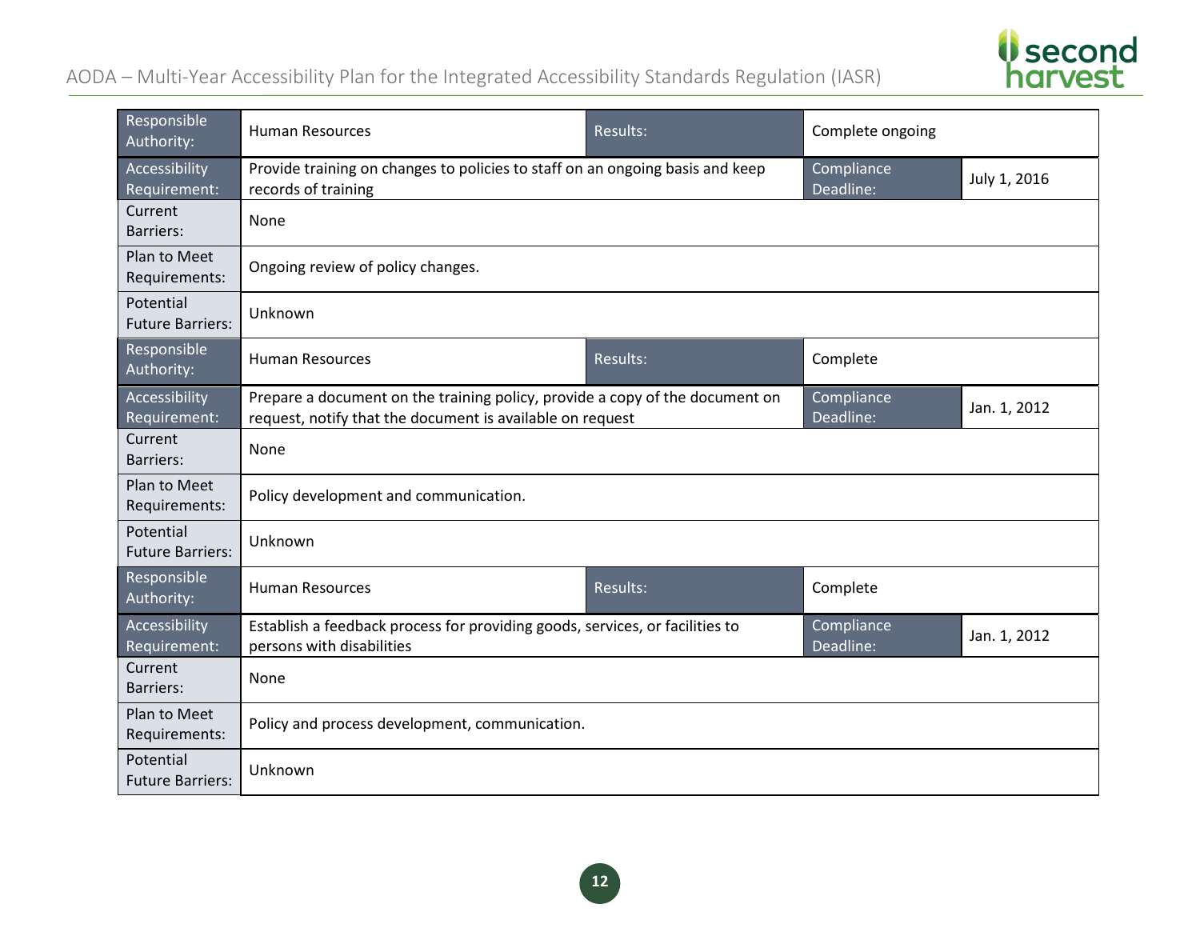| Responsible Authority: | Human Resources | Results: | Complete ongoing | |
|---|---|---|---|---|
| Accessibility Requirement: | Provide training on changes to policies to staff on an ongoing basis and keep records of training | | Compliance Deadline: | July 1, 2016 |
| Current Barriers: | None | | | |
| Plan to Meet Requirements: | Ongoing review of policy changes. | | | |
| Potential Future Barriers: | Unknown | | | |
| Responsible Authority: | Human Resources | Results: | Complete | |
| Accessibility Requirement: | Prepare a document on the training policy, provide a copy of the document on request, notify that the document is available on request | | Compliance Deadline: | Jan. 1, 2012 |
| Current Barriers: | None | | | |
| Plan to Meet Requirements: | Policy development and communication. | | | |
| Potential Future Barriers: | Unknown | | | |
| Responsible Authority: | Human Resources | Results: | Complete | |
| Accessibility Requirement: | Establish a feedback process for providing goods, services, or facilities to persons with disabilities | | Compliance Deadline: | Jan. 1, 2012 |
| Current Barriers: | None | | | |
| Plan to Meet Requirements: | Policy and process development, communication. | | | |
| Potential Future Barriers: | Unknown | | | |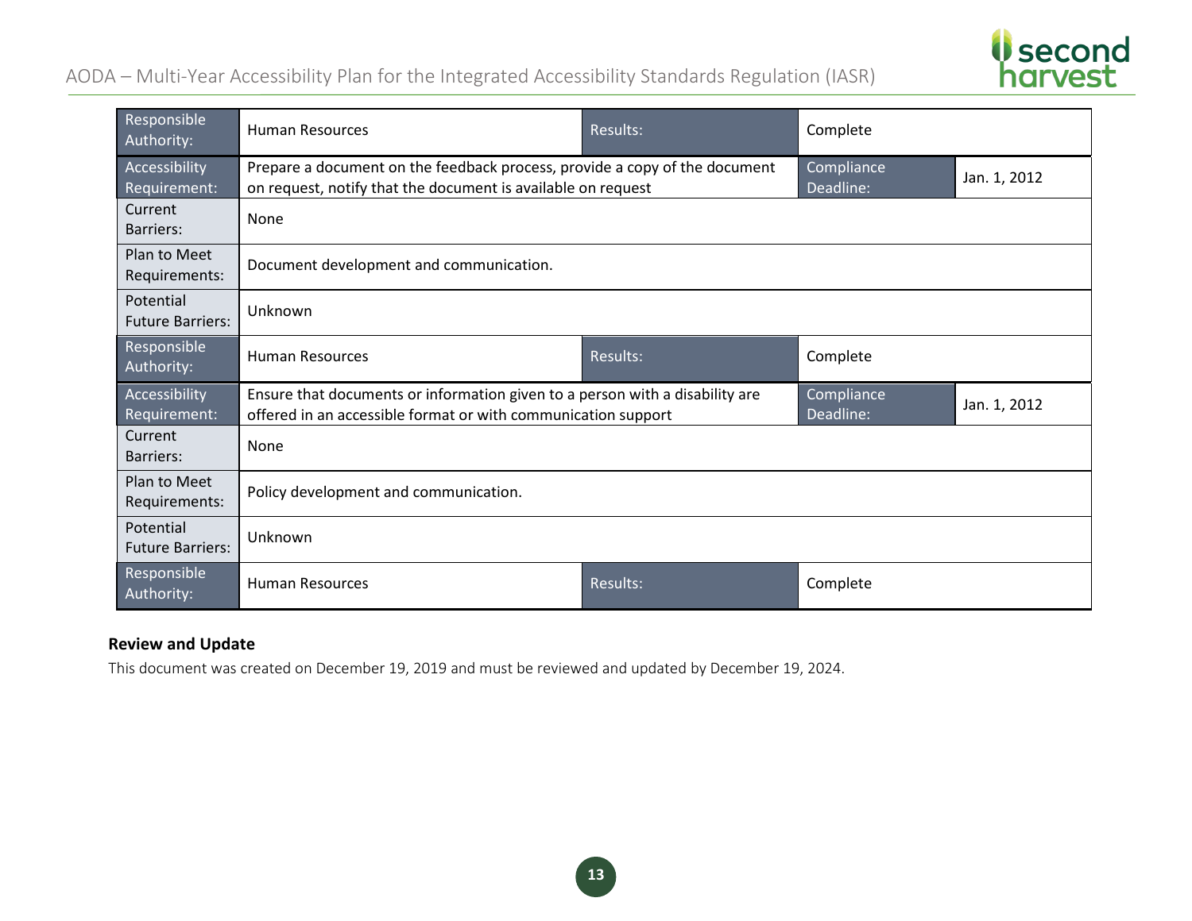| | | | | |
|---|---|---|---|---|
| Responsible Authority: | Human Resources | Results: | Complete | |
| Accessibility Requirement: | Prepare a document on the feedback process, provide a copy of the document on request, notify that the document is available on request | | Compliance Deadline: | Jan. 1, 2012 |
| Current Barriers: | None | | | |
| Plan to Meet Requirements: | Document development and communication. | | | |
| Potential Future Barriers: | Unknown | | | |
| Responsible Authority: | Human Resources | Results: | Complete | |
| Accessibility Requirement: | Ensure that documents or information given to a person with a disability are offered in an accessible format or with communication support | | Compliance Deadline: | Jan. 1, 2012 |
| Current Barriers: | None | | | |
| Plan to Meet Requirements: | Policy development and communication. | | | |
| Potential Future Barriers: | Unknown | | | |
| Responsible Authority: | Human Resources | Results: | Complete | |

**Review and Update**

This document was created on December 19, 2019 and must be reviewed and updated by December 19, 2024.